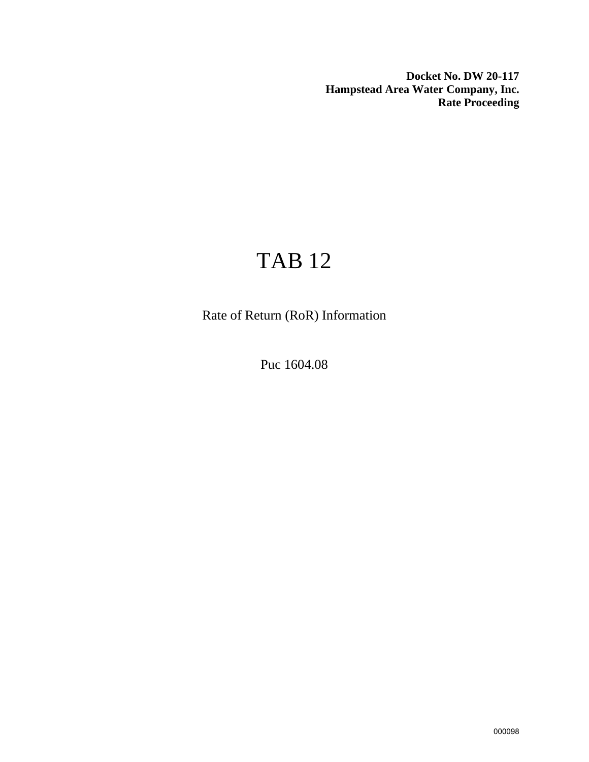**Docket No. DW 20-117**
**Hampstead Area Water Company, Inc.**
**Rate Proceeding**

# TAB 12

Rate of Return (RoR) Information

Puc 1604.08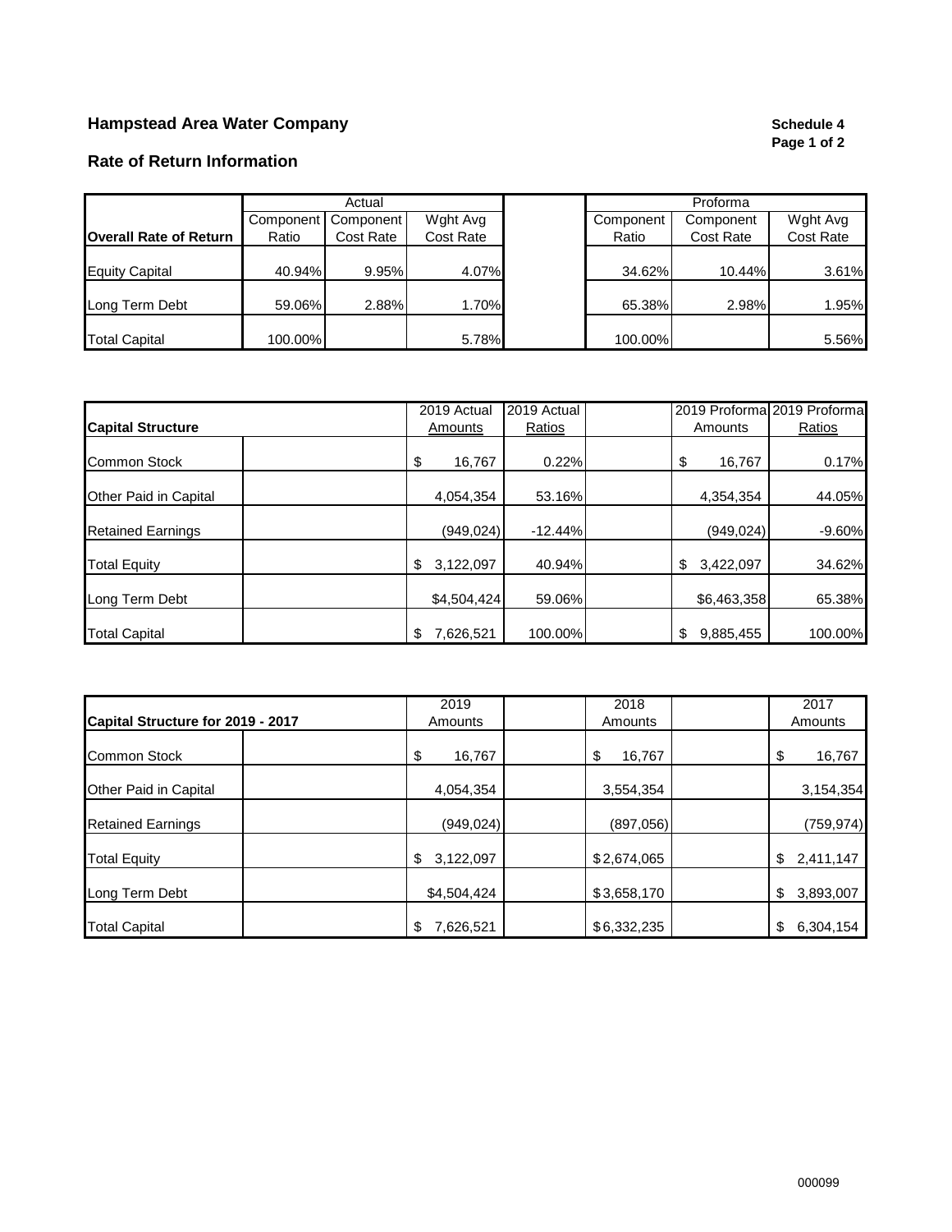# Hampstead Area Water Company

**Schedule 4**
**Page 1 of 2**

## Rate of Return Information

| Overall Rate of Return | Actual | | | | Proforma | | |
|---|---|---|---|---|---|---|---|
| | Component Ratio | Component Cost Rate | Wght Avg Cost Rate | | Component Ratio | Component Cost Rate | Wght Avg Cost Rate |
| Equity Capital | 40.94% | 9.95% | 4.07% | | 34.62% | 10.44% | 3.61% |
| Long Term Debt | 59.06% | 2.88% | 1.70% | | 65.38% | 2.98% | 1.95% |
| Total Capital | 100.00% | | 5.78% | | 100.00% | | 5.56% |

| Capital Structure | | 2019 Actual Amounts | 2019 Actual Ratios | | 2019 Proforma Amounts | 2019 Proforma Ratios |
|---|---|---|---|---|---|---|
| Common Stock | | $ 16,767 | 0.22% | | $ 16,767 | 0.17% |
| Other Paid in Capital | | 4,054,354 | 53.16% | | 4,354,354 | 44.05% |
| Retained Earnings | | (949,024) | -12.44% | | (949,024) | -9.60% |
| Total Equity | | $ 3,122,097 | 40.94% | | $ 3,422,097 | 34.62% |
| Long Term Debt | | $4,504,424 | 59.06% | | $6,463,358 | 65.38% |
| Total Capital | | $ 7,626,521 | 100.00% | | $ 9,885,455 | 100.00% |

| Capital Structure for 2019 - 2017 | | 2019 Amounts | | 2018 Amounts | | 2017 Amounts |
|---|---|---|---|---|---|---|
| Common Stock | | $ 16,767 | | $ 16,767 | | $ 16,767 |
| Other Paid in Capital | | 4,054,354 | | 3,554,354 | | 3,154,354 |
| Retained Earnings | | (949,024) | | (897,056) | | (759,974) |
| Total Equity | | $ 3,122,097 | | $2,674,065 | | $ 2,411,147 |
| Long Term Debt | | $4,504,424 | | $3,658,170 | | $ 3,893,007 |
| Total Capital | | $ 7,626,521 | | $6,332,235 | | $ 6,304,154 |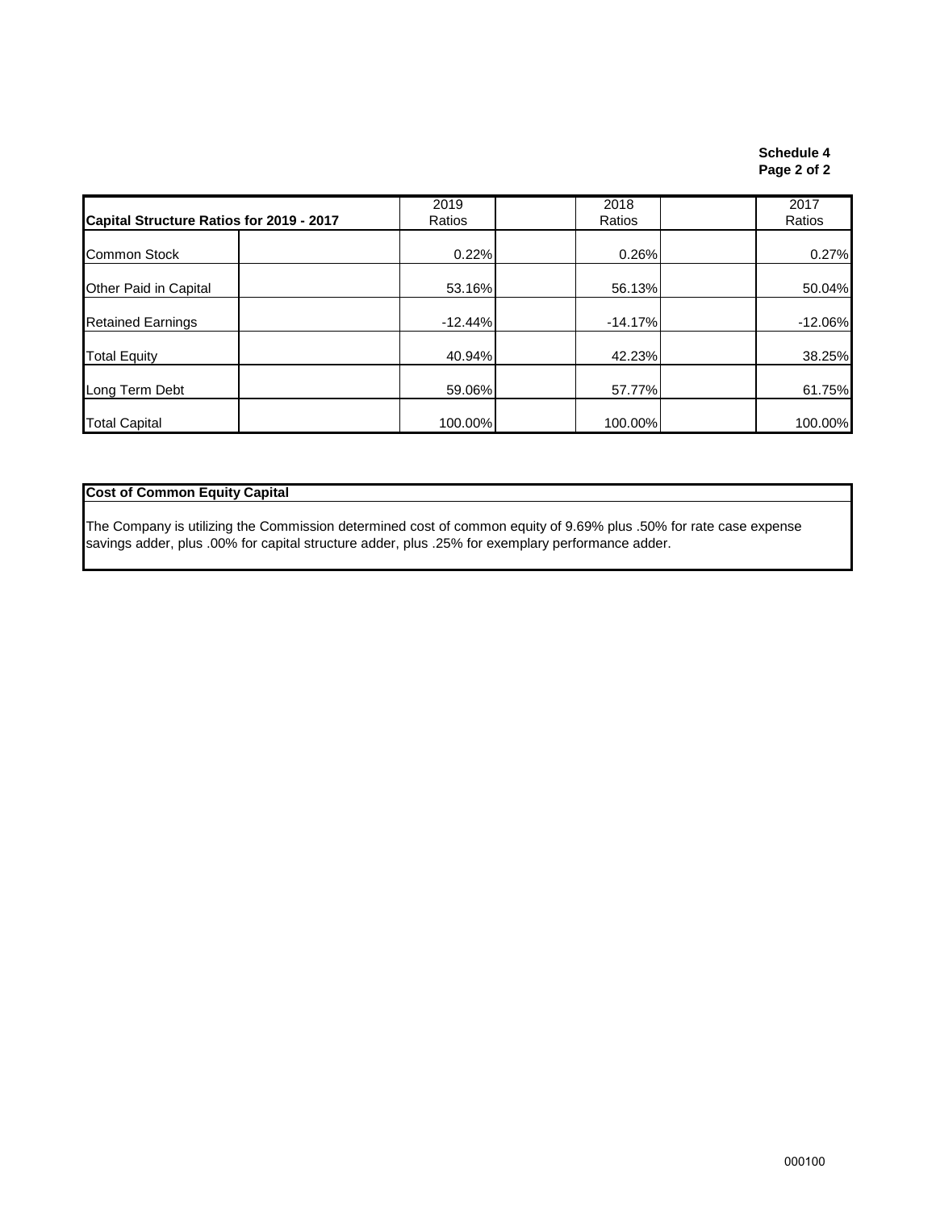**Schedule 4**
**Page 2 of 2**

| Capital Structure Ratios for 2019 - 2017 | 2019 Ratios | 2018 Ratios | 2017 Ratios |
|---|---|---|---|
| Common Stock | 0.22% | 0.26% | 0.27% |
| Other Paid in Capital | 53.16% | 56.13% | 50.04% |
| Retained Earnings | -12.44% | -14.17% | -12.06% |
| Total Equity | 40.94% | 42.23% | 38.25% |
| Long Term Debt | 59.06% | 57.77% | 61.75% |
| Total Capital | 100.00% | 100.00% | 100.00% |

**Cost of Common Equity Capital**

The Company is utilizing the Commission determined cost of common equity of 9.69% plus .50% for rate case expense savings adder, plus .00% for capital structure adder, plus .25% for exemplary performance adder.

000100